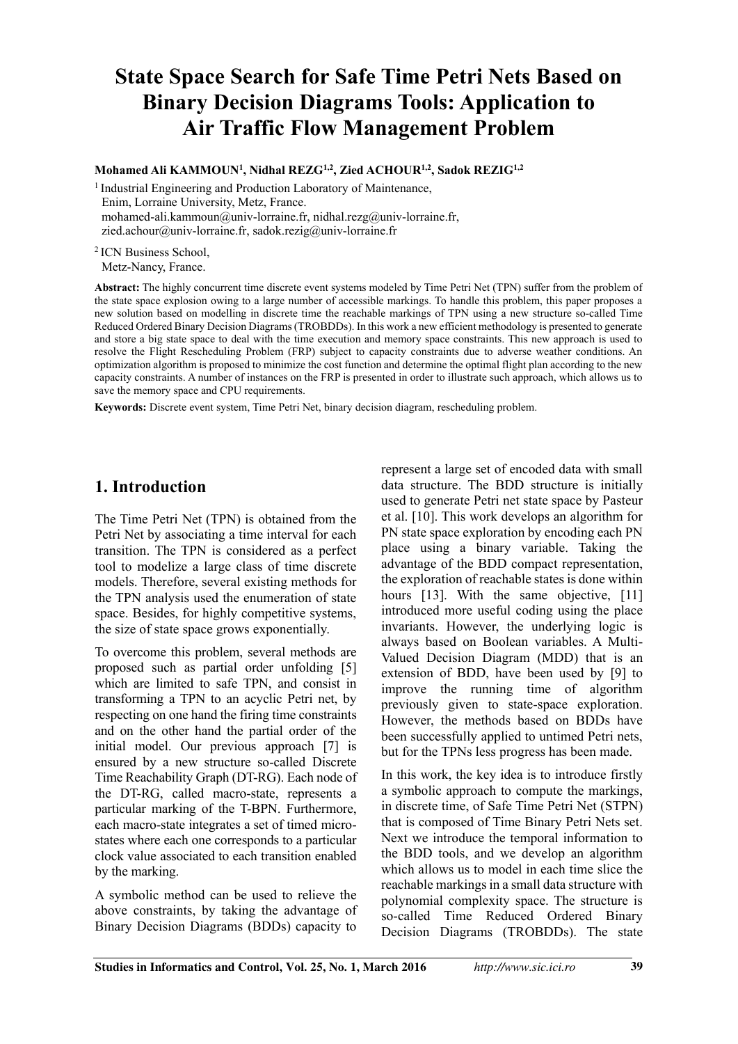# State Space Search for Safe Time Petri Nets Based on Binary Decision Diagrams Tools: Application to Air Traffic Flow Management Problem

**Mohamed Ali KAMMOUN[1], Nidhal REZG[1,2], Zied ACHOUR[1,2], Sadok REZIG[1,2]**

[1] Industrial Engineering and Production Laboratory of Maintenance,
Enim, Lorraine University, Metz, France.
mohamed-ali.kammoun@univ-lorraine.fr, nidhal.rezg@univ-lorraine.fr,
zied.achour@univ-lorraine.fr, sadok.rezig@univ-lorraine.fr

[2] ICN Business School,
Metz-Nancy, France.

**Abstract:** The highly concurrent time discrete event systems modeled by Time Petri Net (TPN) suffer from the problem of the state space explosion owing to a large number of accessible markings. To handle this problem, this paper proposes a new solution based on modelling in discrete time the reachable markings of TPN using a new structure so-called Time Reduced Ordered Binary Decision Diagrams (TROBDDs). In this work a new efficient methodology is presented to generate and store a big state space to deal with the time execution and memory space constraints. This new approach is used to resolve the Flight Rescheduling Problem (FRP) subject to capacity constraints due to adverse weather conditions. An optimization algorithm is proposed to minimize the cost function and determine the optimal flight plan according to the new capacity constraints. A number of instances on the FRP is presented in order to illustrate such approach, which allows us to save the memory space and CPU requirements.

**Keywords:** Discrete event system, Time Petri Net, binary decision diagram, rescheduling problem.

## 1. Introduction

The Time Petri Net (TPN) is obtained from the Petri Net by associating a time interval for each transition. The TPN is considered as a perfect tool to modelize a large class of time discrete models. Therefore, several existing methods for the TPN analysis used the enumeration of state space. Besides, for highly competitive systems, the size of state space grows exponentially.

To overcome this problem, several methods are proposed such as partial order unfolding [5] which are limited to safe TPN, and consist in transforming a TPN to an acyclic Petri net, by respecting on one hand the firing time constraints and on the other hand the partial order of the initial model. Our previous approach [7] is ensured by a new structure so-called Discrete Time Reachability Graph (DT-RG). Each node of the DT-RG, called macro-state, represents a particular marking of the T-BPN. Furthermore, each macro-state integrates a set of timed micro-states where each one corresponds to a particular clock value associated to each transition enabled by the marking.

A symbolic method can be used to relieve the above constraints, by taking the advantage of Binary Decision Diagrams (BDDs) capacity to represent a large set of encoded data with small data structure. The BDD structure is initially used to generate Petri net state space by Pasteur et al. [10]. This work develops an algorithm for PN state space exploration by encoding each PN place using a binary variable. Taking the advantage of the BDD compact representation, the exploration of reachable states is done within hours [13]. With the same objective, [11] introduced more useful coding using the place invariants. However, the underlying logic is always based on Boolean variables. A Multi-Valued Decision Diagram (MDD) that is an extension of BDD, have been used by [9] to improve the running time of algorithm previously given to state-space exploration. However, the methods based on BDDs have been successfully applied to untimed Petri nets, but for the TPNs less progress has been made.

In this work, the key idea is to introduce firstly a symbolic approach to compute the markings, in discrete time, of Safe Time Petri Net (STPN) that is composed of Time Binary Petri Nets set. Next we introduce the temporal information to the BDD tools, and we develop an algorithm which allows us to model in each time slice the reachable markings in a small data structure with polynomial complexity space. The structure is so-called Time Reduced Ordered Binary Decision Diagrams (TROBDDs). The state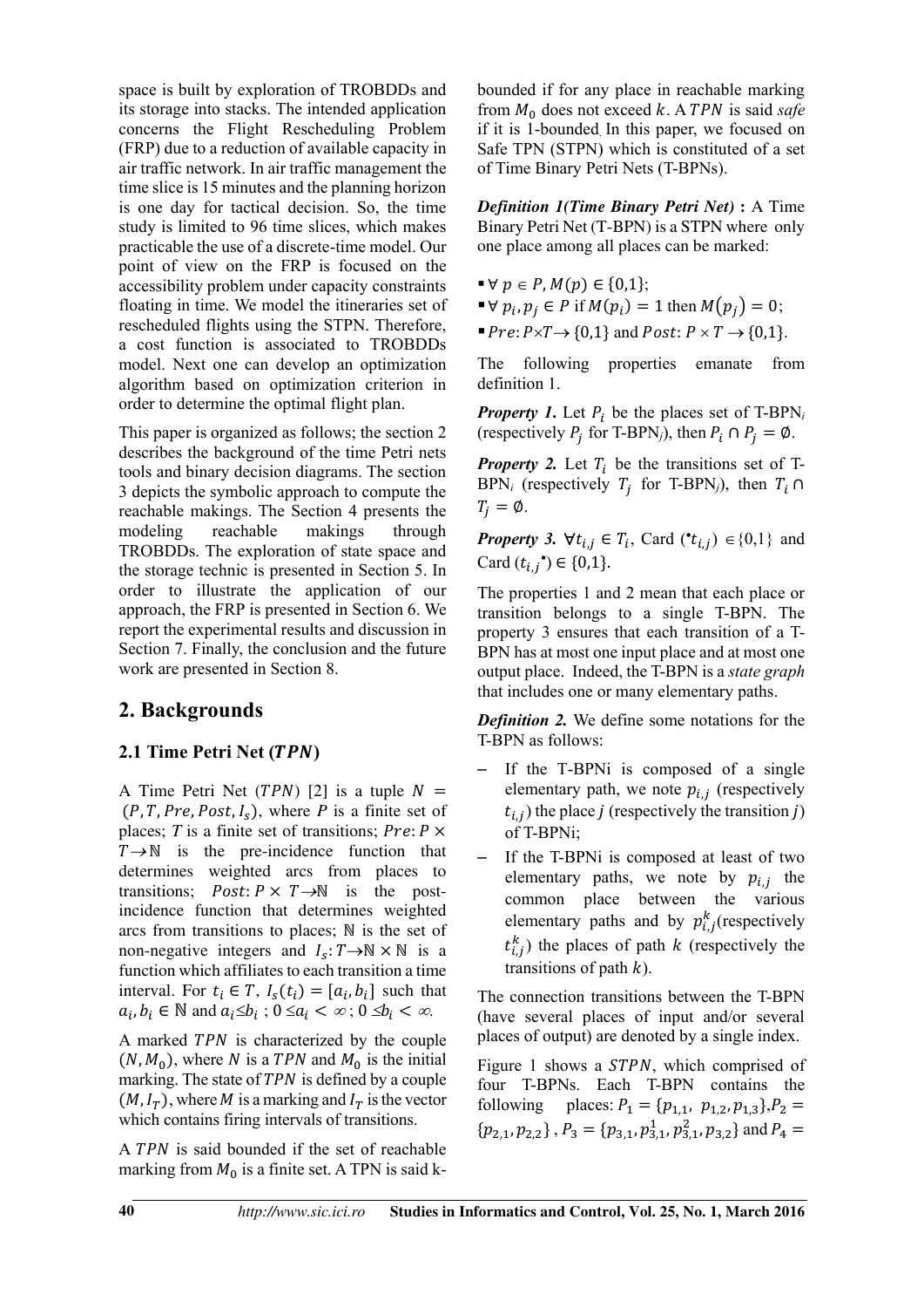space is built by exploration of TROBDDs and its storage into stacks. The intended application concerns the Flight Rescheduling Problem (FRP) due to a reduction of available capacity in air traffic network. In air traffic management the time slice is 15 minutes and the planning horizon is one day for tactical decision. So, the time study is limited to 96 time slices, which makes practicable the use of a discrete-time model. Our point of view on the FRP is focused on the accessibility problem under capacity constraints floating in time. We model the itineraries set of rescheduled flights using the STPN. Therefore, a cost function is associated to TROBDDs model. Next one can develop an optimization algorithm based on optimization criterion in order to determine the optimal flight plan.

This paper is organized as follows; the section 2 describes the background of the time Petri nets tools and binary decision diagrams. The section 3 depicts the symbolic approach to compute the reachable makings. The Section 4 presents the modeling reachable makings through TROBDDs. The exploration of state space and the storage technic is presented in Section 5. In order to illustrate the application of our approach, the FRP is presented in Section 6. We report the experimental results and discussion in Section 7. Finally, the conclusion and the future work are presented in Section 8.

## 2. Backgrounds

### 2.1 Time Petri Net ($TPN$)

A Time Petri Net ($TPN$) [2] is a tuple $N = (P, T, Pre, Post, I_s)$, where $P$ is a finite set of places; $T$ is a finite set of transitions; $Pre: P \times T \to \mathbb{N}$ is the pre-incidence function that determines weighted arcs from places to transitions; $Post: P \times T \to \mathbb{N}$ is the post-incidence function that determines weighted arcs from transitions to places; $\mathbb{N}$ is the set of non-negative integers and $I_s: T \to \mathbb{N} \times \mathbb{N}$ is a function which affiliates to each transition a time interval. For $t_i \in T$, $I_s(t_i) = [a_i, b_i]$ such that $a_i, b_i \in \mathbb{N}$ and $a_i \leq b_i$ ; $0 \leq a_i < \infty$ ; $0 \leq b_i < \infty$.

A marked $TPN$ is characterized by the couple $(N, M_0)$, where $N$ is a $TPN$ and $M_0$ is the initial marking. The state of $TPN$ is defined by a couple $(M, I_T)$, where $M$ is a marking and $I_T$ is the vector which contains firing intervals of transitions.

A $TPN$ is said bounded if the set of reachable marking from $M_0$ is a finite set. A TPN is said k-bounded if for any place in reachable marking from $M_0$ does not exceed $k$. A $TPN$ is said *safe* if it is 1-bounded. In this paper, we focused on Safe TPN (STPN) which is constituted of a set of Time Binary Petri Nets (T-BPNs).

***Definition 1(Time Binary Petri Net)*** **:** A Time Binary Petri Net (T-BPN) is a STPN where only one place among all places can be marked:

- $\forall\, p \in P, M(p) \in \{0,1\}$;
- $\forall\, p_i, p_j \in P$ if $M(p_i) = 1$ then $M(p_j) = 0$;
- $Pre: P \times T \to \{0,1\}$ and $Post: P \times T \to \{0,1\}$.

The following properties emanate from definition 1.

***Property 1.*** Let $P_i$ be the places set of T-BPN$_i$ (respectively $P_j$ for T-BPN$_j$), then $P_i \cap P_j = \emptyset$.

***Property 2.*** Let $T_i$ be the transitions set of T-BPN$_i$ (respectively $T_j$ for T-BPN$_j$), then $T_i \cap T_j = \emptyset$.

***Property 3.*** $\forall t_{i,j} \in T_i$, Card $({}^{\bullet}t_{i,j}) \in \{0,1\}$ and Card $(t_{i,j}{}^{\bullet}) \in \{0,1\}$.

The properties 1 and 2 mean that each place or transition belongs to a single T-BPN. The property 3 ensures that each transition of a T-BPN has at most one input place and at most one output place. Indeed, the T-BPN is a *state graph* that includes one or many elementary paths.

***Definition 2.*** We define some notations for the T-BPN as follows:

- If the T-BPNi is composed of a single elementary path, we note $p_{i,j}$ (respectively $t_{i,j}$) the place $j$ (respectively the transition $j$) of T-BPNi;
- If the T-BPNi is composed at least of two elementary paths, we note by $p_{i,j}$ the common place between the various elementary paths and by $p_{i,j}^k$(respectively $t_{i,j}^k$) the places of path $k$ (respectively the transitions of path $k$).

The connection transitions between the T-BPN (have several places of input and/or several places of output) are denoted by a single index.

Figure 1 shows a $STPN$, which comprised of four T-BPNs. Each T-BPN contains the following places: $P_1 = \{p_{1,1}, p_{1,2}, p_{1,3}\}$, $P_2 = \{p_{2,1}, p_{2,2}\}$ , $P_3 = \{p_{3,1}, p_{3,1}^1, p_{3,1}^2, p_{3,2}\}$ and $P_4 =$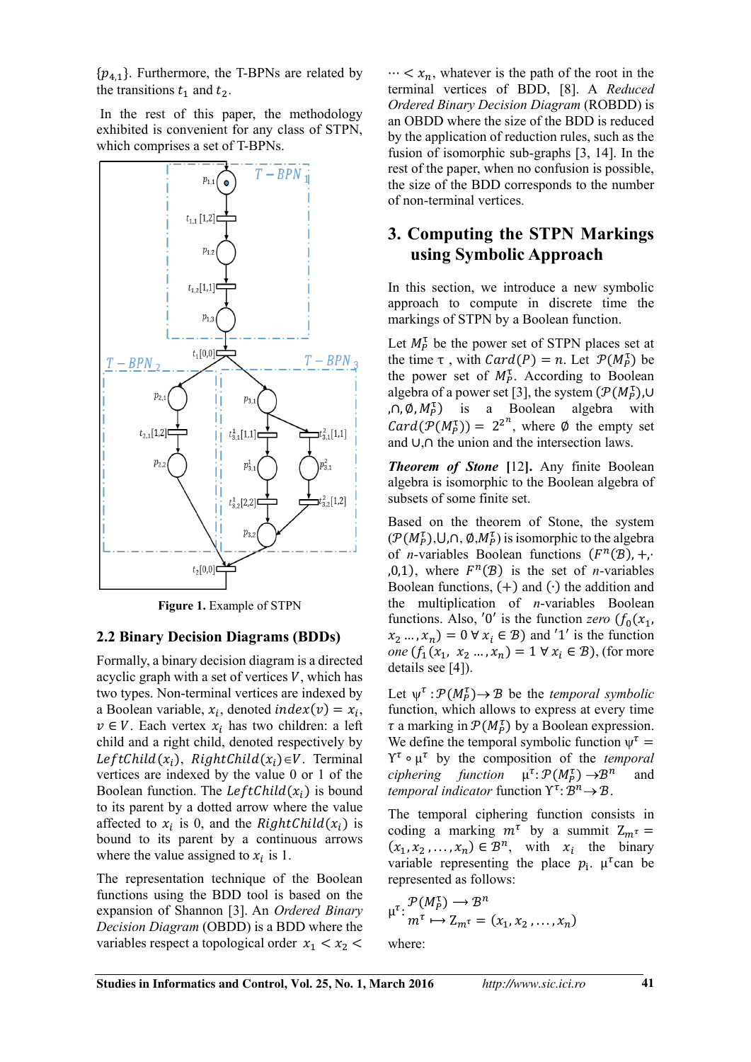$\{p_{4,1}\}$. Furthermore, the T-BPNs are related by the transitions $t_1$ and $t_2$.

In the rest of this paper, the methodology exhibited is convenient for any class of STPN, which comprises a set of T-BPNs.

**Figure 1.** Example of STPN

## 2.2 Binary Decision Diagrams (BDDs)

Formally, a binary decision diagram is a directed acyclic graph with a set of vertices $V$, which has two types. Non-terminal vertices are indexed by a Boolean variable, $x_i$, denoted $index(v) = x_i$, $v \in V$. Each vertex $x_i$ has two children: a left child and a right child, denoted respectively by $LeftChild(x_i)$, $RightChild(x_i) \in V$. Terminal vertices are indexed by the value 0 or 1 of the Boolean function. The $LeftChild(x_i)$ is bound to its parent by a dotted arrow where the value affected to $x_i$ is 0, and the $RightChild(x_i)$ is bound to its parent by a continuous arrows where the value assigned to $x_i$ is 1.

The representation technique of the Boolean functions using the BDD tool is based on the expansion of Shannon [3]. An *Ordered Binary Decision Diagram* (OBDD) is a BDD where the variables respect a topological order $x_1 < x_2 < \cdots < x_n$, whatever is the path of the root in the terminal vertices of BDD, [8]. A *Reduced Ordered Binary Decision Diagram* (ROBDD) is an OBDD where the size of the BDD is reduced by the application of reduction rules, such as the fusion of isomorphic sub-graphs [3, 14]. In the rest of the paper, when no confusion is possible, the size of the BDD corresponds to the number of non-terminal vertices.

# 3. Computing the STPN Markings using Symbolic Approach

In this section, we introduce a new symbolic approach to compute in discrete time the markings of STPN by a Boolean function.

Let $M_P^\tau$ be the power set of STPN places set at the time $\tau$, with $Card(P) = n$. Let $\mathcal{P}(M_P^\tau)$ be the power set of $M_P^\tau$. According to Boolean algebra of a power set [3], the system $(\mathcal{P}(M_P^\tau), \cup, \cap, \emptyset, M_P^\tau)$ is a Boolean algebra with $Card(\mathcal{P}(M_P^\tau)) = 2^{2^n}$, where $\emptyset$ the empty set and $\cup, \cap$ the union and the intersection laws.

***Theorem of Stone*** **[12].** Any finite Boolean algebra is isomorphic to the Boolean algebra of subsets of some finite set.

Based on the theorem of Stone, the system $(\mathcal{P}(M_P^\tau), \cup, \cap, \emptyset, M_P^\tau)$ is isomorphic to the algebra of $n$-variables Boolean functions $(F^n(\mathcal{B}), +, \cdot, 0, 1)$, where $F^n(\mathcal{B})$ is the set of $n$-variables Boolean functions, $(+)$ and $(\cdot)$ the addition and the multiplication of $n$-variables Boolean functions. Also, '0' is the function *zero* ($f_0(x_1, x_2 \ldots, x_n) = 0 \;\forall\, x_i \in \mathcal{B}$) and '1' is the function *one* ($f_1(x_1, x_2 \ldots, x_n) = 1 \;\forall\, x_i \in \mathcal{B}$), (for more details see [4]).

Let $\psi^\tau : \mathcal{P}(M_P^\tau) \to \mathcal{B}$ be the *temporal symbolic* function, which allows to express at every time $\tau$ a marking in $\mathcal{P}(M_P^\tau)$ by a Boolean expression. We define the temporal symbolic function $\psi^\tau = \Upsilon^\tau \circ \mu^\tau$ by the composition of the *temporal ciphering function* $\mu^\tau : \mathcal{P}(M_P^\tau) \to \mathcal{B}^n$ and *temporal indicator* function $\Upsilon^\tau : \mathcal{B}^n \to \mathcal{B}$.

The temporal ciphering function consists in coding a marking $m^\tau$ by a summit $Z_{m^\tau} = (x_1, x_2, \ldots, x_n) \in \mathcal{B}^n$, with $x_i$ the binary variable representing the place $p_i$. $\mu^\tau$ can be represented as follows:

$$\mu^\tau : \begin{array}{l} \mathcal{P}(M_P^\tau) \longrightarrow \mathcal{B}^n \\ m^\tau \longmapsto Z_{m^\tau} = (x_1, x_2, \ldots, x_n) \end{array}$$

where: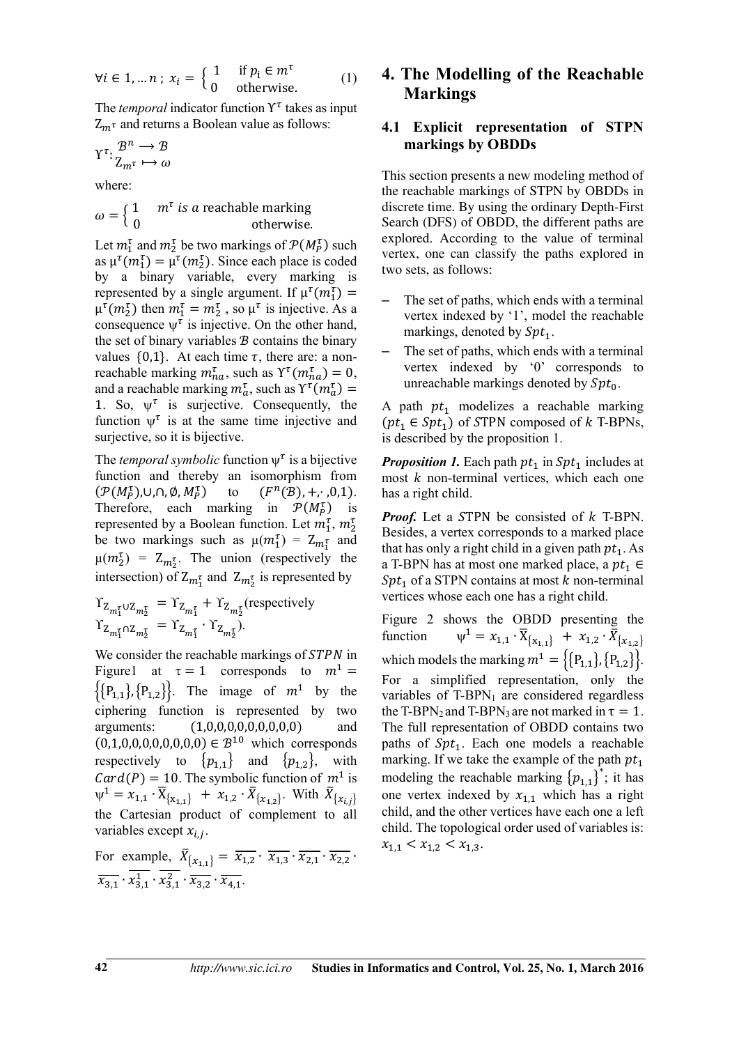$$\forall i \in 1, \dots n \; ; \; x_i = \begin{cases} 1 & \text{if } p_i \in m^\tau \\ 0 & \text{otherwise.} \end{cases} \quad (1)$$

The *temporal* indicator function $\Upsilon^\tau$ takes as input $Z_{m^\tau}$ and returns a Boolean value as follows:

$$\Upsilon^\tau : \begin{matrix} \mathcal{B}^n \longrightarrow \mathcal{B} \\ Z_{m^\tau} \longmapsto \omega \end{matrix}$$

where:

$$\omega = \begin{cases} 1 & m^\tau \textit{ is a } \text{reachable marking} \\ 0 & \text{otherwise.} \end{cases}$$

Let $m_1^\tau$ and $m_2^\tau$ be two markings of $\mathcal{P}(M_P^\tau)$ such as $\mu^\tau(m_1^\tau) = \mu^\tau(m_2^\tau)$. Since each place is coded by a binary variable, every marking is represented by a single argument. If $\mu^\tau(m_1^\tau) = \mu^\tau(m_2^\tau)$ then $m_1^\tau = m_2^\tau$, so $\mu^\tau$ is injective. As a consequence $\psi^\tau$ is injective. On the other hand, the set of binary variables $\mathcal{B}$ contains the binary values $\{0,1\}$. At each time $\tau$, there are: a non-reachable marking $m_{na}^\tau$, such as $\Upsilon^\tau(m_{na}^\tau) = 0$, and a reachable marking $m_a^\tau$, such as $\Upsilon^\tau(m_a^\tau) = 1$. So, $\psi^\tau$ is surjective. Consequently, the function $\psi^\tau$ is at the same time injective and surjective, so it is bijective.

The *temporal symbolic* function $\psi^\tau$ is a bijective function and thereby an isomorphism from $(\mathcal{P}(M_P^\tau), \cup, \cap, \emptyset, M_P^\tau)$ to $(F^n(\mathcal{B}), +, \cdot, 0, 1)$. Therefore, each marking in $\mathcal{P}(M_P^\tau)$ is represented by a Boolean function. Let $m_1^\tau$, $m_2^\tau$ be two markings such as $\mu(m_1^\tau) = Z_{m_1^\tau}$ and $\mu(m_2^\tau) = Z_{m_2^\tau}$. The union (respectively the intersection) of $Z_{m_1^\tau}$ and $Z_{m_2^\tau}$ is represented by

$\Upsilon_{Z_{m_1^\tau} \cup Z_{m_2^\tau}} = \Upsilon_{Z_{m_1^\tau}} + \Upsilon_{Z_{m_2^\tau}}$ (respectively $\Upsilon_{Z_{m_1^\tau} \cap Z_{m_2^\tau}} = \Upsilon_{Z_{m_1^\tau}} \cdot \Upsilon_{Z_{m_2^\tau}}$).

We consider the reachable markings of $STPN$ in Figure1 at $\tau = 1$ corresponds to $m^1 = \{\{P_{1,1}\}, \{P_{1,2}\}\}$. The image of $m^1$ by the ciphering function is represented by two arguments: $(1,0,0,0,0,0,0,0,0,0)$ and $(0,1,0,0,0,0,0,0,0,0) \in \mathcal{B}^{10}$ which corresponds respectively to $\{p_{1,1}\}$ and $\{p_{1,2}\}$, with $Card(P) = 10$. The symbolic function of $m^1$ is $\psi^1 = x_{1,1} \cdot \bar{X}_{\{x_{1,1}\}} + x_{1,2} \cdot \bar{X}_{\{x_{1,2}\}}$. With $\bar{X}_{\{x_{i,j}\}}$ the Cartesian product of complement to all variables except $x_{i,j}$.

For example, $\bar{X}_{\{x_{1,1}\}} = \overline{x_{1,2}} \cdot \overline{x_{1,3}} \cdot \overline{x_{2,1}} \cdot \overline{x_{2,2}} \cdot \overline{x_{3,1}} \cdot \overline{x_{3,1}^1} \cdot \overline{x_{3,1}^2} \cdot \overline{x_{3,2}} \cdot \overline{x_{4,1}}$.

# 4. The Modelling of the Reachable Markings

## 4.1 Explicit representation of STPN markings by OBDDs

This section presents a new modeling method of the reachable markings of STPN by OBDDs in discrete time. By using the ordinary Depth-First Search (DFS) of OBDD, the different paths are explored. According to the value of terminal vertex, one can classify the paths explored in two sets, as follows:

- The set of paths, which ends with a terminal vertex indexed by '1', model the reachable markings, denoted by $Spt_1$.
- The set of paths, which ends with a terminal vertex indexed by '0' corresponds to unreachable markings denoted by $Spt_0$.

A path $pt_1$ modelizes a reachable marking ($pt_1 \in Spt_1$) of $S$TPN composed of $k$ T-BPNs, is described by the proposition 1.

***Proposition 1.*** Each path $pt_1$ in $Spt_1$ includes at most $k$ non-terminal vertices, which each one has a right child.

***Proof.*** Let a $S$TPN be consisted of $k$ T-BPN. Besides, a vertex corresponds to a marked place that has only a right child in a given path $pt_1$. As a T-BPN has at most one marked place, a $pt_1 \in Spt_1$ of a STPN contains at most $k$ non-terminal vertices whose each one has a right child.

Figure 2 shows the OBDD presenting the function $\psi^1 = x_{1,1} \cdot \bar{X}_{\{x_{1,1}\}} + x_{1,2} \cdot \bar{X}_{\{x_{1,2}\}}$ which models the marking $m^1 = \{\{P_{1,1}\}, \{P_{1,2}\}\}$. For a simplified representation, only the variables of T-BPN$_1$ are considered regardless the T-BPN$_2$ and T-BPN$_3$ are not marked in $\tau = 1$. The full representation of OBDD contains two paths of $Spt_1$. Each one models a reachable marking. If we take the example of the path $pt_1$ modeling the reachable marking $\{p_{1,1}\}^*$; it has one vertex indexed by $x_{1,1}$ which has a right child, and the other vertices have each one a left child. The topological order used of variables is: $x_{1,1} < x_{1,2} < x_{1,3}$.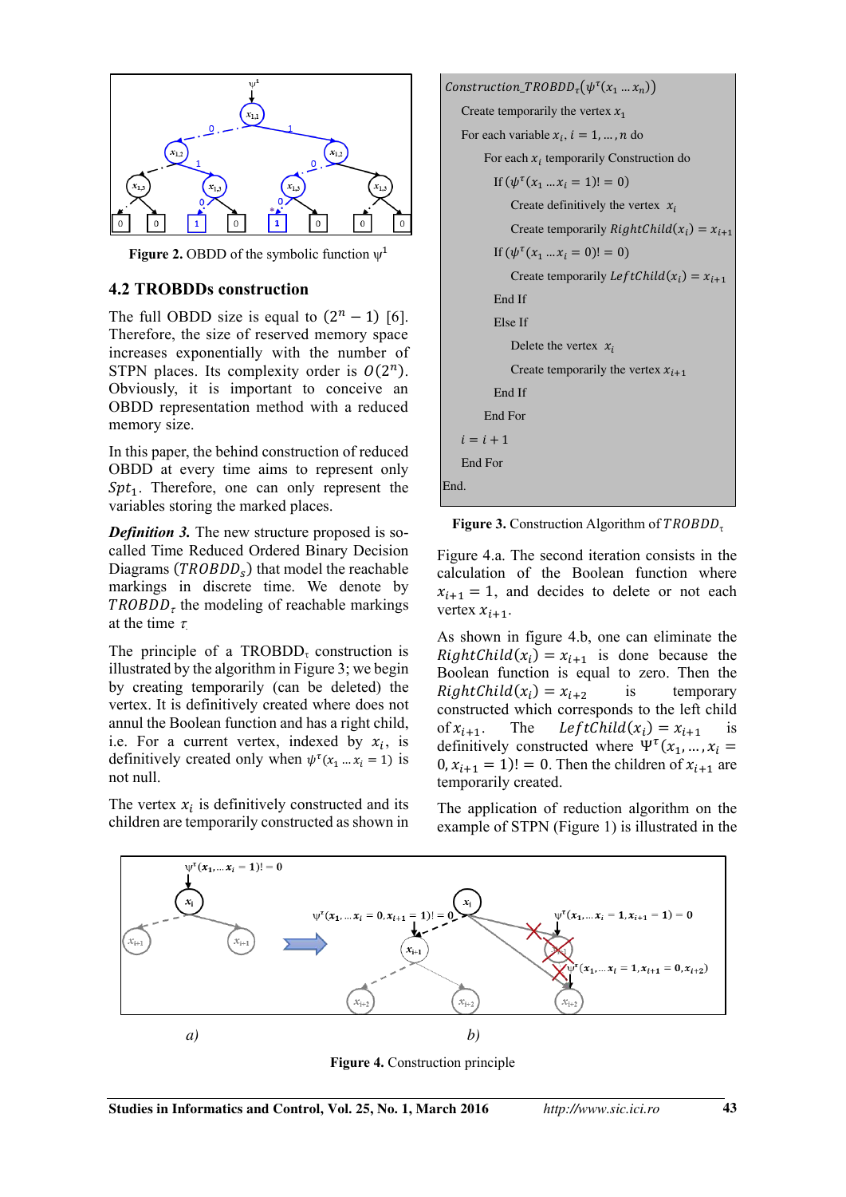**Figure 2.** OBDD of the symbolic function $\psi^1$

### 4.2 TROBDDs construction

The full OBDD size is equal to $(2^n - 1)$ [6]. Therefore, the size of reserved memory space increases exponentially with the number of STPN places. Its complexity order is $O(2^n)$. Obviously, it is important to conceive an OBDD representation method with a reduced memory size.

In this paper, the behind construction of reduced OBDD at every time aims to represent only $Spt_1$. Therefore, one can only represent the variables storing the marked places.

***Definition 3.*** The new structure proposed is so-called Time Reduced Ordered Binary Decision Diagrams ($TROBDD_s$) that model the reachable markings in discrete time. We denote by $TROBDD_\tau$ the modeling of reachable markings at the time $\tau$.

The principle of a $\text{TROBDD}_\tau$ construction is illustrated by the algorithm in Figure 3; we begin by creating temporarily (can be deleted) the vertex. It is definitively created where does not annul the Boolean function and has a right child, i.e. For a current vertex, indexed by $x_i$, is definitively created only when $\psi^\tau(x_1 \dots x_i = 1)$ is not null.

The vertex $x_i$ is definitively constructed and its children are temporarily constructed as shown in

```
Construction_TROBDD_τ(ψ^τ(x_1 ... x_n))
    Create temporarily the vertex x_1
    For each variable x_i, i = 1, ..., n do
        For each x_i temporarily Construction do
            If (ψ^τ(x_1 ...x_i = 1)! = 0)
                Create definitively the vertex x_i
                Create temporarily RightChild(x_i) = x_{i+1}
            If (ψ^τ(x_1 ...x_i = 0)! = 0)
                Create temporarily LeftChild(x_i) = x_{i+1}
            End If
            Else If
                Delete the vertex x_i
                Create temporarily the vertex x_{i+1}
            End If
        End For
    i = i + 1
    End For
End.
```

**Figure 3.** Construction Algorithm of $TROBDD_\tau$

Figure 4.a. The second iteration consists in the calculation of the Boolean function where $x_{i+1} = 1$, and decides to delete or not each vertex $x_{i+1}$.

As shown in figure 4.b, one can eliminate the $RightChild(x_i) = x_{i+1}$ is done because the Boolean function is equal to zero. Then the $RightChild(x_i) = x_{i+2}$ is temporary constructed which corresponds to the left child of $x_{i+1}$. The $LeftChild(x_i) = x_{i+1}$ is definitively constructed where $\Psi^\tau(x_1, \dots, x_i = 0, x_{i+1} = 1)! = 0$. Then the children of $x_{i+1}$ are temporarily created.

The application of reduction algorithm on the example of STPN (Figure 1) is illustrated in the

*a)* *b)*

**Figure 4.** Construction principle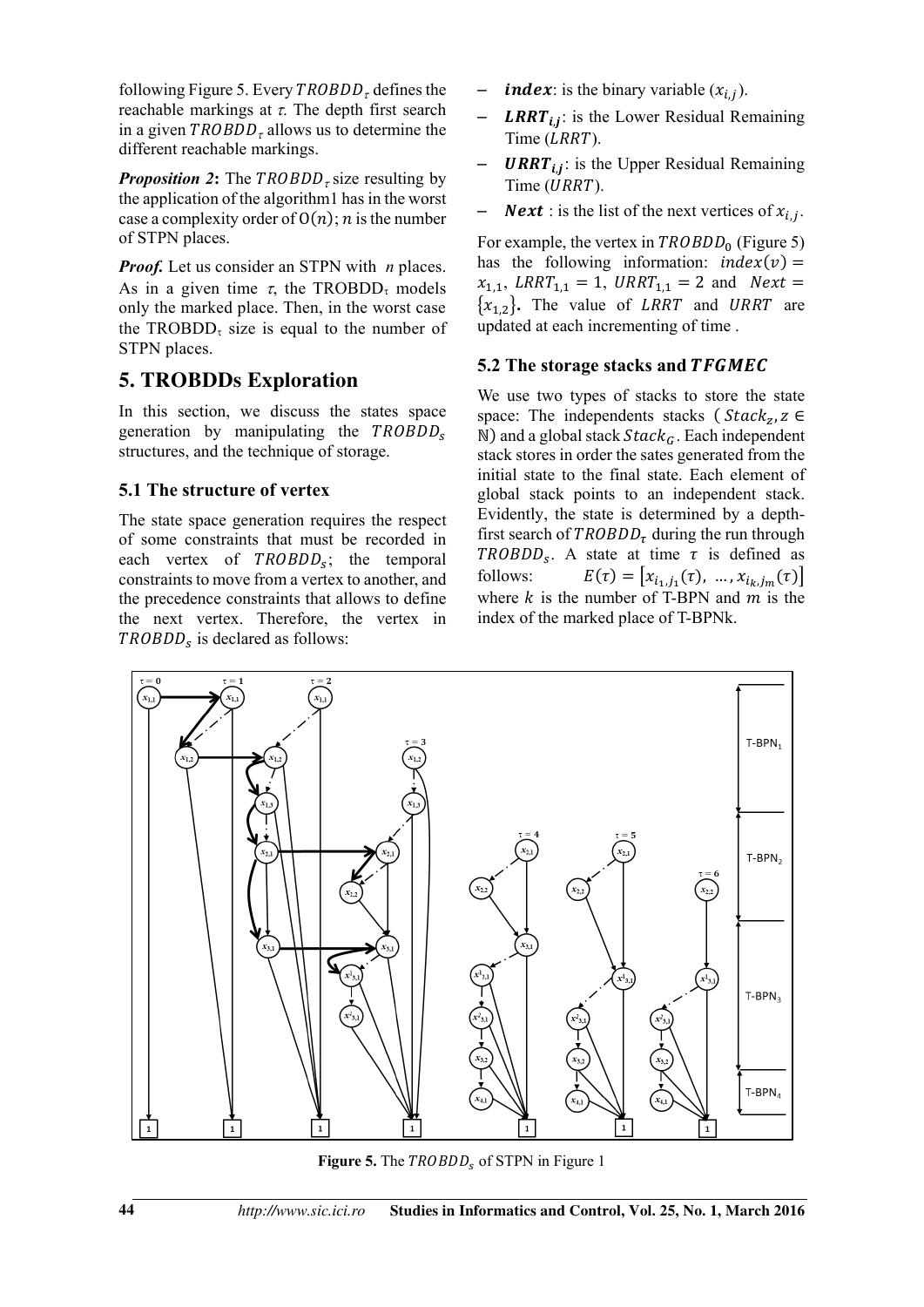following Figure 5. Every $TROBDD_\tau$ defines the reachable markings at $\tau$. The depth first search in a given $TROBDD_\tau$ allows us to determine the different reachable markings.

***Proposition 2*:** The $TROBDD_\tau$ size resulting by the application of the algorithm1 has in the worst case a complexity order of $O(n)$; $n$ is the number of STPN places.

***Proof.*** Let us consider an STPN with $n$ places. As in a given time $\tau$, the TROBDD$_\tau$ models only the marked place. Then, in the worst case the TROBDD$_\tau$ size is equal to the number of STPN places.

# 5. TROBDDs Exploration

In this section, we discuss the states space generation by manipulating the $TROBDD_s$ structures, and the technique of storage.

## 5.1 The structure of vertex

The state space generation requires the respect of some constraints that must be recorded in each vertex of $TROBDD_s$; the temporal constraints to move from a vertex to another, and the precedence constraints that allows to define the next vertex. Therefore, the vertex in $TROBDD_s$ is declared as follows:

- $\boldsymbol{index}$: is the binary variable ($x_{i,j}$).
- $\boldsymbol{LRRT_{i,j}}$: is the Lower Residual Remaining Time ($LRRT$).
- $\boldsymbol{URRT_{i,j}}$: is the Upper Residual Remaining Time ($URRT$).
- $\boldsymbol{Next}$ : is the list of the next vertices of $x_{i,j}$.

For example, the vertex in $TROBDD_0$ (Figure 5) has the following information: $index(v) = x_{1,1}$, $LRRT_{1,1} = 1$, $URRT_{1,1} = 2$ and $Next = \{x_{1,2}\}$. The value of $LRRT$ and $URRT$ are updated at each incrementing of time .

## 5.2 The storage stacks and $\boldsymbol{TFGMEC}$

We use two types of stacks to store the state space: The independents stacks ( $Stack_z, z \in \mathbb{N}$) and a global stack $Stack_G$. Each independent stack stores in order the sates generated from the initial state to the final state. Each element of global stack points to an independent stack. Evidently, the state is determined by a depth-first search of $TROBDD_\tau$ during the run through $TROBDD_s$. A state at time $\tau$ is defined as follows: $E(\tau) = [x_{i_1,j_1}(\tau), \ldots, x_{i_k,j_m}(\tau)]$ where $k$ is the number of T-BPN and $m$ is the index of the marked place of T-BPNk.

**Figure 5.** The $TROBDD_s$ of STPN in Figure 1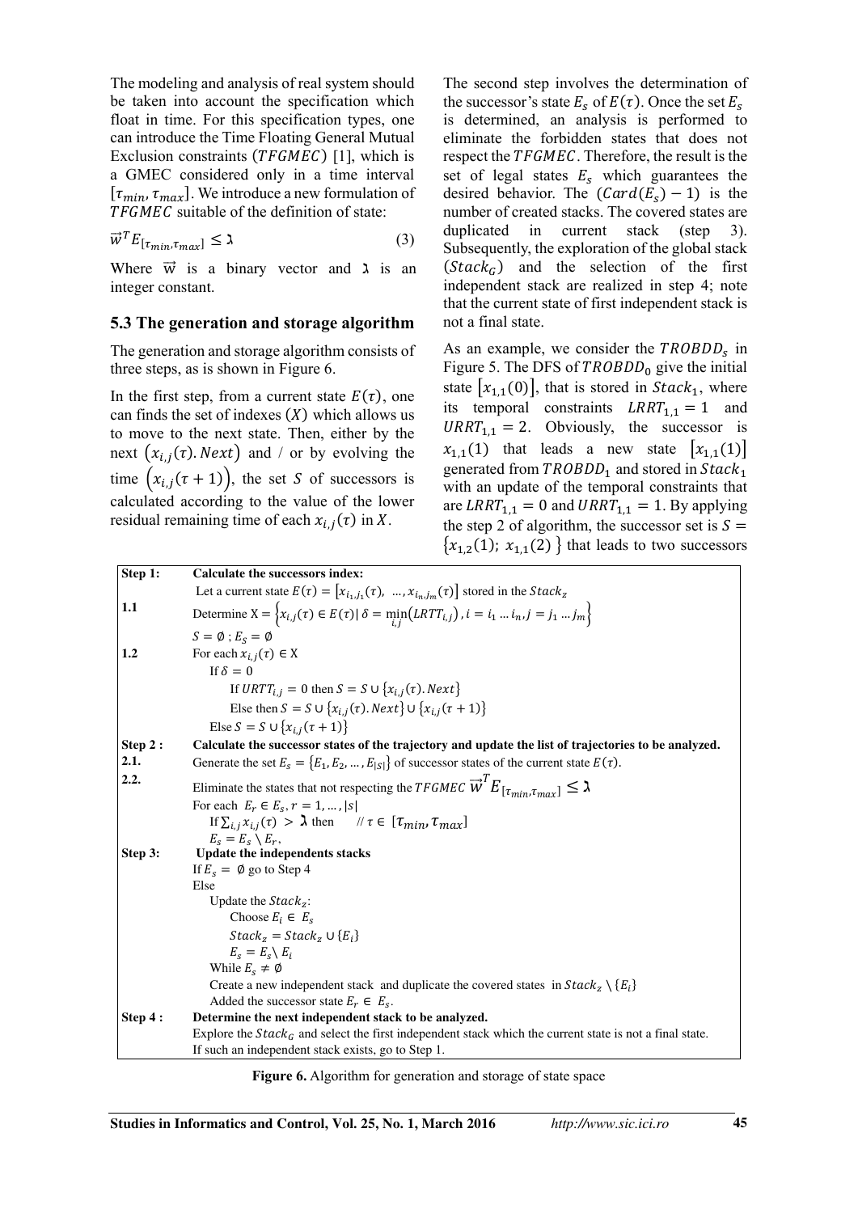The modeling and analysis of real system should be taken into account the specification which float in time. For this specification types, one can introduce the Time Floating General Mutual Exclusion constraints ($TFGMEC$) [1], which is a GMEC considered only in a time interval $[\tau_{min}, \tau_{max}]$. We introduce a new formulation of $TFGMEC$ suitable of the definition of state:

$$\vec{w}^T E_{[\tau_{min},\tau_{max}]} \leq \lambda \tag{3}$$

Where $\vec{w}$ is a binary vector and $\lambda$ is an integer constant.

### 5.3 The generation and storage algorithm

The generation and storage algorithm consists of three steps, as is shown in Figure 6.

In the first step, from a current state $E(\tau)$, one can finds the set of indexes ($X$) which allows us to move to the next state. Then, either by the next $(x_{i,j}(\tau).Next)$ and / or by evolving the time $(x_{i,j}(\tau+1))$, the set $S$ of successors is calculated according to the value of the lower residual remaining time of each $x_{i,j}(\tau)$ in $X$.

The second step involves the determination of the successor's state $E_s$ of $E(\tau)$. Once the set $E_s$ is determined, an analysis is performed to eliminate the forbidden states that does not respect the $TFGMEC$. Therefore, the result is the set of legal states $E_s$ which guarantees the desired behavior. The $(Card(E_s)-1)$ is the number of created stacks. The covered states are duplicated in current stack (step 3). Subsequently, the exploration of the global stack ($Stack_G$) and the selection of the first independent stack are realized in step 4; note that the current state of first independent stack is not a final state.

As an example, we consider the $TROBDD_s$ in Figure 5. The DFS of $TROBDD_0$ give the initial state $[x_{1,1}(0)]$, that is stored in $Stack_1$, where its temporal constraints $LRRT_{1,1}=1$ and $URRT_{1,1}=2$. Obviously, the successor is $x_{1,1}(1)$ that leads a new state $[x_{1,1}(1)]$ generated from $TROBDD_1$ and stored in $Stack_1$ with an update of the temporal constraints that are $LRRT_{1,1}=0$ and $URRT_{1,1}=1$. By applying the step 2 of algorithm, the successor set is $S=\{x_{1,2}(1);\ x_{1,1}(2)\}$ that leads to two successors

| | |
|---|---|
| **Step 1:** | **Calculate the successors index:** |
| | Let a current state $E(\tau)=[x_{i_1,j_1}(\tau), \ldots, x_{i_n,j_m}(\tau)]$ stored in the $Stack_z$ |
| **1.1** | Determine $X=\{x_{i,j}(\tau)\in E(\tau) \mid \delta=\min_{i,j}(LRTT_{i,j}), i=i_1\ldots i_n, j=j_1\ldots j_m\}$ |
| | $S=\emptyset$ ; $E_S=\emptyset$ |
| **1.2** | For each $x_{i,j}(\tau)\in X$ |
| | If $\delta=0$ |
| | If $URTT_{i,j}=0$ then $S=S\cup\{x_{i,j}(\tau).Next\}$ |
| | Else then $S=S\cup\{x_{i,j}(\tau).Next\}\cup\{x_{i,j}(\tau+1)\}$ |
| | Else $S=S\cup\{x_{i,j}(\tau+1)\}$ |
| **Step 2 :** | **Calculate the successor states of the trajectory and update the list of trajectories to be analyzed.** |
| **2.1.** | Generate the set $E_s=\{E_1, E_2, \ldots, E_{\lvert S\rvert}\}$ of successor states of the current state $E(\tau)$. |
| **2.2.** | Eliminate the states that not respecting the $TFGMEC$ $\vec{w}^T E_{[\tau_{min},\tau_{max}]} \leq \lambda$ |
| | For each $E_r\in E_s, r=1,\ldots,\lvert s\rvert$ |
| | If $\sum_{i,j} x_{i,j}(\tau) > \lambda$ then // $\tau\in[\tau_{min}, \tau_{max}]$ |
| | $E_s=E_s\setminus E_r$, |
| **Step 3:** | **Update the independents stacks** |
| | If $E_s=\emptyset$ go to Step 4 |
| | Else |
| | Update the $Stack_z$: |
| | Choose $E_i\in E_s$ |
| | $Stack_z=Stack_z\cup\{E_i\}$ |
| | $E_s=E_s\setminus E_i$ |
| | While $E_s\neq\emptyset$ |
| | Create a new independent stack and duplicate the covered states in $Stack_z\setminus\{E_i\}$ |
| | Added the successor state $E_r\in E_s$. |
| **Step 4 :** | **Determine the next independent stack to be analyzed.** |
| | Explore the $Stack_G$ and select the first independent stack which the current state is not a final state. |
| | If such an independent stack exists, go to Step 1. |

**Figure 6.** Algorithm for generation and storage of state space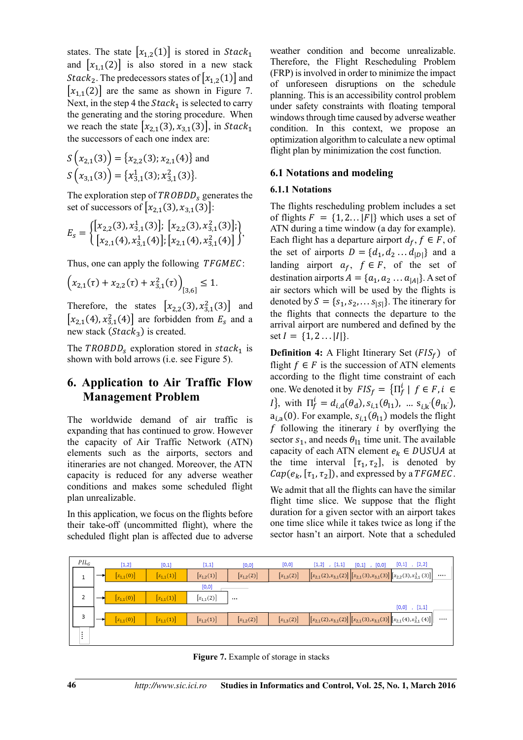states. The state $[x_{1,2}(1)]$ is stored in $Stack_1$ and $[x_{1,1}(2)]$ is also stored in a new stack $Stack_2$. The predecessors states of $[x_{1,2}(1)]$ and $[x_{1,1}(2)]$ are the same as shown in Figure 7. Next, in the step 4 the $Stack_1$ is selected to carry the generating and the storing procedure. When we reach the state $[x_{2,1}(3), x_{3,1}(3)]$, in $Stack_1$ the successors of each one index are:

$$S\left(x_{2,1}(3)\right) = \{x_{2,2}(3); x_{2,1}(4)\} \text{ and}$$

$$S\left(x_{3,1}(3)\right) = \{x_{3,1}^1(3); x_{3,1}^2(3)\}.$$

The exploration step of $TROBDD_s$ generates the set of successors of $[x_{2,1}(3), x_{3,1}(3)]$:

$$E_s = \left\{ \begin{matrix} [x_{2,2}(3), x_{3,1}^1(3)];\ [x_{2,2}(3), x_{3,1}^2(3)]; \\ [x_{2,1}(4), x_{3,1}^1(4)]; [x_{2,1}(4), x_{3,1}^2(4)] \end{matrix} \right\},$$

Thus, one can apply the following $TFGMEC$:

$$\left(x_{2,1}(\tau) + x_{2,2}(\tau) + x_{3,1}^2(\tau)\right)_{[3,6]} \leq 1.$$

Therefore, the states $[x_{2,2}(3), x_{3,1}^2(3)]$ and $[x_{2,1}(4), x_{3,1}^2(4)]$ are forbidden from $E_s$ and a new stack ($Stack_3$) is created.

The $TROBDD_s$ exploration stored in $stack_1$ is shown with bold arrows (i.e. see Figure 5).

# 6. Application to Air Traffic Flow Management Problem

The worldwide demand of air traffic is expanding that has continued to grow. However the capacity of Air Traffic Network (ATN) elements such as the airports, sectors and itineraries are not changed. Moreover, the ATN capacity is reduced for any adverse weather conditions and makes some scheduled flight plan unrealizable.

In this application, we focus on the flights before their take-off (uncommitted flight), where the scheduled flight plan is affected due to adverse weather condition and become unrealizable. Therefore, the Flight Rescheduling Problem (FRP) is involved in order to minimize the impact of unforeseen disruptions on the schedule planning. This is an accessibility control problem under safety constraints with floating temporal windows through time caused by adverse weather condition. In this context, we propose an optimization algorithm to calculate a new optimal flight plan by minimization the cost function.

## 6.1 Notations and modeling

### 6.1.1 Notations

The flights rescheduling problem includes a set of flights $F = \{1, 2 \ldots |F|\}$ which uses a set of ATN during a time window (a day for example). Each flight has a departure airport $d_f, f \in F$, of the set of airports $D = \{d_1, d_2 \ldots d_{|D|}\}$ and a landing airport $a_f$, $f \in F$, of the set of destination airports $A = \{a_1, a_2 \ldots a_{|A|}\}$. A set of air sectors which will be used by the flights is denoted by $S = \{s_1, s_2, \ldots s_{|S|}\}$. The itinerary for the flights that connects the departure to the arrival airport are numbered and defined by the set $I = \{1, 2 \ldots |I|\}$.

**Definition 4:** A Flight Itinerary Set ($FIS_f$) of flight $f \in F$ is the succession of ATN elements according to the flight time constraint of each one. We denoted it by $FIS_f = \{\Pi_f^i \mid f \in F, i \in I\}$, with $\Pi_f^i = d_{i,\mathrm{d}}(\theta_{\mathrm{d}}), s_{i,1}(\theta_{11}),\ \ldots\ s_{i,k'}(\theta_{1k'}), \mathrm{a}_{i,\mathrm{a}}(0)$. For example, $s_{i,1}(\theta_{11})$ models the flight $f$ following the itinerary $i$ by overflying the sector $s_1$, and needs $\theta_{11}$ time unit. The available capacity of each ATN element $e_k \in D \cup S \cup A$ at the time interval $[\tau_1, \tau_2]$, is denoted by $Cap(e_k, [\tau_1, \tau_2])$, and expressed by a $TFGMEC$.

We admit that all the flights can have the similar flight time slice. We suppose that the flight duration for a given sector with an airport takes one time slice while it takes twice as long if the sector hasn't an airport. Note that a scheduled

| $PIL_G$ | [1,2] | [0,1] | [1,1] | [0,0] | [0,0] | [1,2] , [1,1] | [0,1] , [0,0] | [0,1] , [2,2] | |
|---|---|---|---|---|---|---|---|---|---|
| 1 | $[x_{1,1}(0)]$ | $[x_{1,1}(1)]$ | $[x_{1,2}(1)]$ | $[x_{1,2}(2)]$ | $[x_{1,3}(2)]$ | $[x_{2,1}(2), x_{3,1}(2)]$ | $[x_{2,1}(3), x_{3,1}(3)]$ | $[x_{2,2}(3), x_{3,1}^1(3)]$ | .... |
| | | | [0,0] | | | | | | |
| 2 | $[x_{1,1}(0)]$ | $[x_{1,1}(1)]$ | $[x_{1,1}(2)]$ | ... | | | | | |
| | | | | | | | | [0,0] , [1,1] | |
| 3 | $[x_{1,1}(0)]$ | $[x_{1,1}(1)]$ | $[x_{1,2}(1)]$ | $[x_{1,2}(2)]$ | $[x_{1,3}(2)]$ | $[x_{2,1}(2), x_{3,1}(2)]$ | $[x_{2,1}(3), x_{3,1}(3)]$ | $[x_{2,1}(4), x_{3,1}^1(4)]$ | .... |
| ⋮ | | | | | | | | | |

**Figure 7.** Example of storage in stacks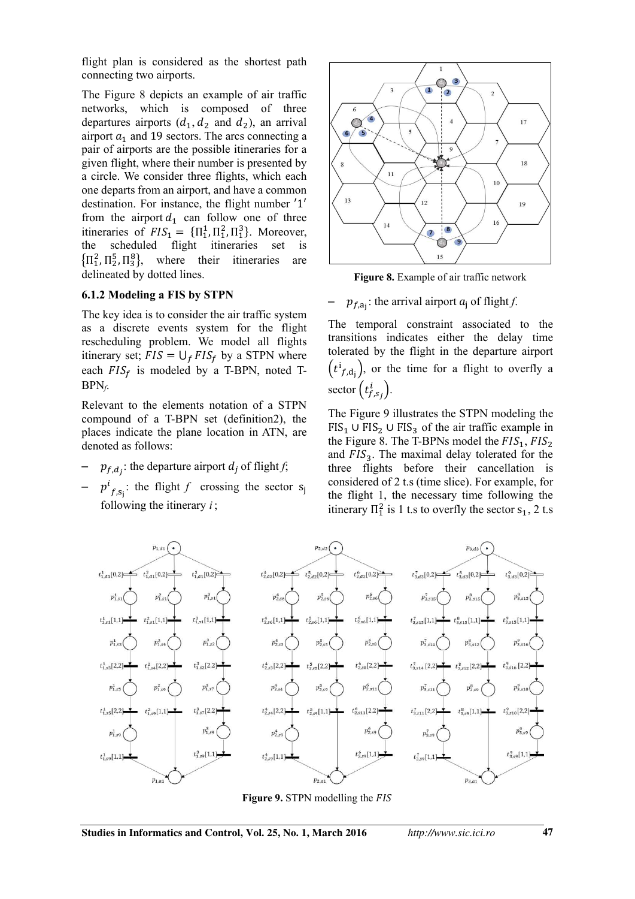flight plan is considered as the shortest path connecting two airports.

The Figure 8 depicts an example of air traffic networks, which is composed of three departures airports ($d_1, d_2$ and $d_2$), an arrival airport $a_1$ and 19 sectors. The arcs connecting a pair of airports are the possible itineraries for a given flight, where their number is presented by a circle. We consider three flights, which each one departs from an airport, and have a common destination. For instance, the flight number $'1'$ from the airport $d_1$ can follow one of three itineraries of $FIS_1 = \{\Pi_1^1, \Pi_1^2, \Pi_1^3\}$. Moreover, the scheduled flight itineraries set is $\{\Pi_1^2, \Pi_2^5, \Pi_3^8\}$, where their itineraries are delineated by dotted lines.

Figure 8. Example of air traffic network

### 6.1.2 Modeling a FIS by STPN

The key idea is to consider the air traffic system as a discrete events system for the flight rescheduling problem. We model all flights itinerary set; $FIS = \cup_f FIS_f$ by a STPN where each $FIS_f$ is modeled by a T-BPN, noted T-BPN$_f$.

Relevant to the elements notation of a STPN compound of a T-BPN set (definition2), the places indicate the plane location in ATN, are denoted as follows:

- $p_{f,d_j}$: the departure airport $d_j$ of flight *f*;
- $p^i_{f,\mathrm{s_j}}$: the flight *f* crossing the sector $\mathrm{s_j}$ following the itinerary *i* ;
- $p_{f,\mathrm{a_j}}$: the arrival airport $a_\mathrm{j}$ of flight *f*.

The temporal constraint associated to the transitions indicates either the delay time tolerated by the flight in the departure airport $\left(t^\mathrm{i}_{f,\mathrm{d_j}}\right)$, or the time for a flight to overfly a sector $\left(t^i_{f,s_j}\right)$.

The Figure 9 illustrates the STPN modeling the $\mathrm{FIS_1} \cup \mathrm{FIS_2} \cup \mathrm{FIS_3}$ of the air traffic example in the Figure 8. The T-BPNs model the $FIS_1$, $FIS_2$ and $FIS_3$. The maximal delay tolerated for the three flights before their cancellation is considered of 2 t.s (time slice). For example, for the flight 1, the necessary time following the itinerary $\Pi_1^2$ is 1 t.s to overfly the sector $\mathrm{s_1}$, 2 t.s

Figure 9. STPN modelling the *FIS*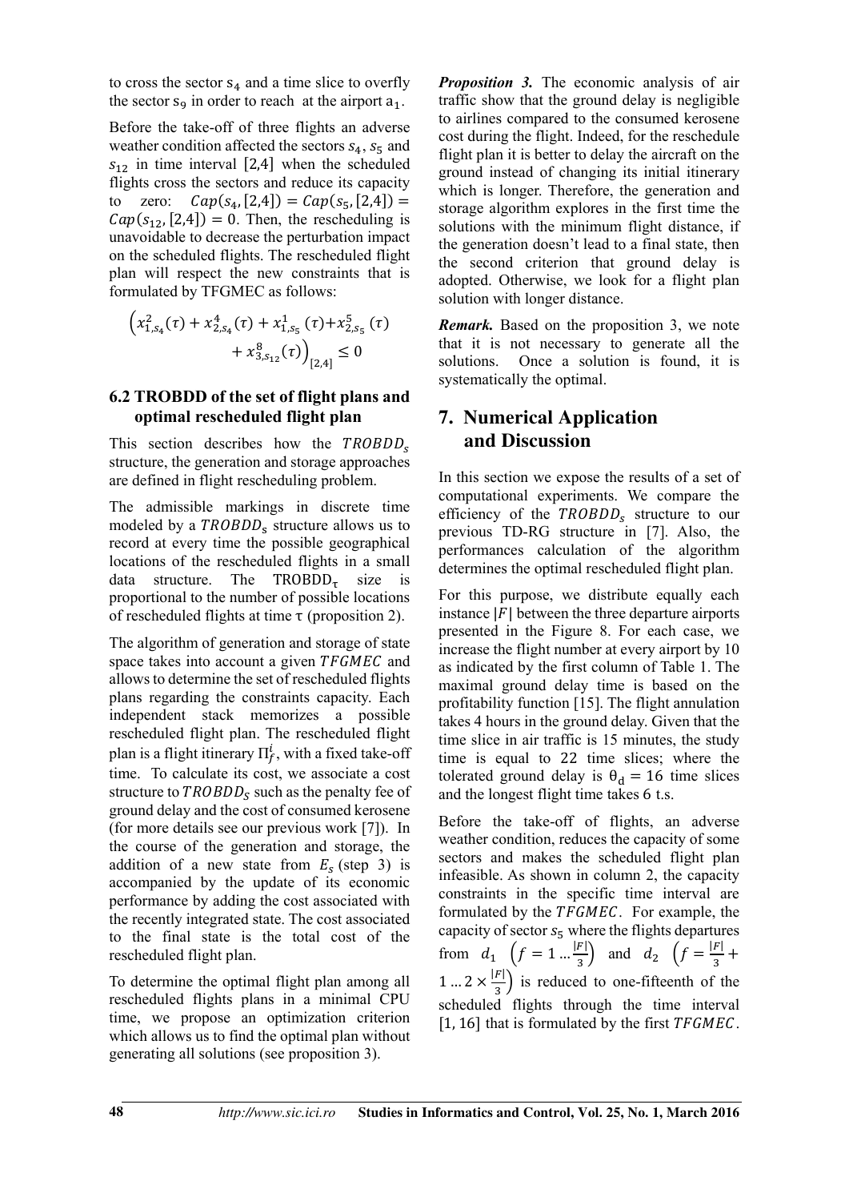to cross the sector $s_4$ and a time slice to overfly the sector $s_9$ in order to reach at the airport $a_1$.

Before the take-off of three flights an adverse weather condition affected the sectors $s_4$, $s_5$ and $s_{12}$ in time interval $[2,4]$ when the scheduled flights cross the sectors and reduce its capacity to zero: $Cap(s_4,[2,4]) = Cap(s_5,[2,4]) = Cap(s_{12},[2,4]) = 0$. Then, the rescheduling is unavoidable to decrease the perturbation impact on the scheduled flights. The rescheduled flight plan will respect the new constraints that is formulated by TFGMEC as follows:

$$\left(x^2_{1,s_4}(\tau) + x^4_{2,s_4}(\tau) + x^1_{1,s_5}(\tau) + x^5_{2,s_5}(\tau) + x^8_{3,s_{12}}(\tau)\right)_{[2,4]} \leq 0$$

### 6.2 TROBDD of the set of flight plans and optimal rescheduled flight plan

This section describes how the $TROBDD_s$ structure, the generation and storage approaches are defined in flight rescheduling problem.

The admissible markings in discrete time modeled by a $TROBDD_s$ structure allows us to record at every time the possible geographical locations of the rescheduled flights in a small data structure. The $\mathrm{TROBDD}_\tau$ size is proportional to the number of possible locations of rescheduled flights at time $\tau$ (proposition 2).

The algorithm of generation and storage of state space takes into account a given $TFGMEC$ and allows to determine the set of rescheduled flights plans regarding the constraints capacity. Each independent stack memorizes a possible rescheduled flight plan. The rescheduled flight plan is a flight itinerary $\Pi^i_f$, with a fixed take-off time. To calculate its cost, we associate a cost structure to $TROBDD_S$ such as the penalty fee of ground delay and the cost of consumed kerosene (for more details see our previous work [7]). In the course of the generation and storage, the addition of a new state from $E_s$ (step 3) is accompanied by the update of its economic performance by adding the cost associated with the recently integrated state. The cost associated to the final state is the total cost of the rescheduled flight plan.

To determine the optimal flight plan among all rescheduled flights plans in a minimal CPU time, we propose an optimization criterion which allows us to find the optimal plan without generating all solutions (see proposition 3).

***Proposition 3.*** The economic analysis of air traffic show that the ground delay is negligible to airlines compared to the consumed kerosene cost during the flight. Indeed, for the reschedule flight plan it is better to delay the aircraft on the ground instead of changing its initial itinerary which is longer. Therefore, the generation and storage algorithm explores in the first time the solutions with the minimum flight distance, if the generation doesn't lead to a final state, then the second criterion that ground delay is adopted. Otherwise, we look for a flight plan solution with longer distance.

***Remark.*** Based on the proposition 3, we note that it is not necessary to generate all the solutions. Once a solution is found, it is systematically the optimal.

## 7. Numerical Application and Discussion

In this section we expose the results of a set of computational experiments. We compare the efficiency of the $TROBDD_s$ structure to our previous TD-RG structure in [7]. Also, the performances calculation of the algorithm determines the optimal rescheduled flight plan.

For this purpose, we distribute equally each instance $|F|$ between the three departure airports presented in the Figure 8. For each case, we increase the flight number at every airport by 10 as indicated by the first column of Table 1. The maximal ground delay time is based on the profitability function [15]. The flight annulation takes 4 hours in the ground delay. Given that the time slice in air traffic is 15 minutes, the study time is equal to 22 time slices; where the tolerated ground delay is $\theta_d = 16$ time slices and the longest flight time takes 6 t.s.

Before the take-off of flights, an adverse weather condition, reduces the capacity of some sectors and makes the scheduled flight plan infeasible. As shown in column 2, the capacity constraints in the specific time interval are formulated by the $TFGMEC$. For example, the capacity of sector $s_5$ where the flights departures from $d_1$ $\left(f = 1 \ldots \frac{|F|}{3}\right)$ and $d_2$ $\left(f = \frac{|F|}{3} + 1 \ldots 2 \times \frac{|F|}{3}\right)$ is reduced to one-fifteenth of the scheduled flights through the time interval $[1, 16]$ that is formulated by the first $TFGMEC$.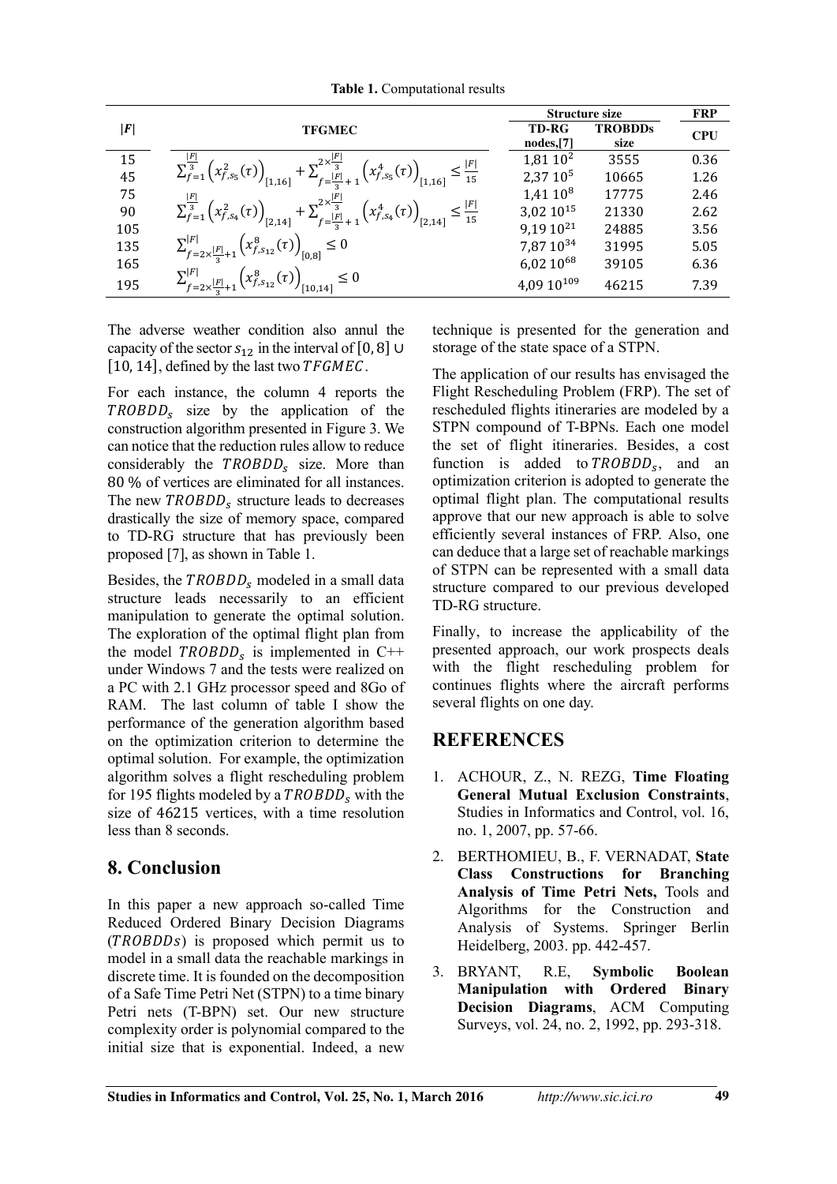**Table 1.** Computational results

| $\|F\|$ | TFGMEC | Structure size | | FRP |
|---|---|---|---|---|
| | | TD-RG nodes,[7] | TROBDDs size | CPU |
| 15 | $\sum_{f=1}^{\frac{\|F\|}{3}}\left(x_{f,s_5}^{2}(\tau)\right)_{[1,16]}+\sum_{f=\frac{\|F\|}{3}+1}^{2\times\frac{\|F\|}{3}}\left(x_{f,s_5}^{4}(\tau)\right)_{[1,16]}\leq\frac{\|F\|}{15}$ | $1{,}81\ 10^{2}$ | 3555 | 0.36 |
| 45 | | $2{,}37\ 10^{5}$ | 10665 | 1.26 |
| 75 | $\sum_{f=1}^{\frac{\|F\|}{3}}\left(x_{f,s_4}^{2}(\tau)\right)_{[2,14]}+\sum_{f=\frac{\|F\|}{3}+1}^{2\times\frac{\|F\|}{3}}\left(x_{f,s_4}^{4}(\tau)\right)_{[2,14]}\leq\frac{\|F\|}{15}$ | $1{,}41\ 10^{8}$ | 17775 | 2.46 |
| 90 | | $3{,}02\ 10^{15}$ | 21330 | 2.62 |
| 105 | | $9{,}19\ 10^{21}$ | 24885 | 3.56 |
| 135 | $\sum_{f=2\times\frac{\|F\|}{3}+1}^{\|F\|}\left(x_{f,s_{12}}^{8}(\tau)\right)_{[0,8]}\leq 0$ | $7{,}87\ 10^{34}$ | 31995 | 5.05 |
| 165 | | $6{,}02\ 10^{68}$ | 39105 | 6.36 |
| 195 | $\sum_{f=2\times\frac{\|F\|}{3}+1}^{\|F\|}\left(x_{f,s_{12}}^{8}(\tau)\right)_{[10,14]}\leq 0$ | $4{,}09\ 10^{109}$ | 46215 | 7.39 |

The adverse weather condition also annul the capacity of the sector $s_{12}$ in the interval of $[0,8]\cup[10,14]$, defined by the last two $TFGMEC$.

For each instance, the column 4 reports the $TROBDD_s$ size by the application of the construction algorithm presented in Figure 3. We can notice that the reduction rules allow to reduce considerably the $TROBDD_s$ size. More than 80 % of vertices are eliminated for all instances. The new $TROBDD_s$ structure leads to decreases drastically the size of memory space, compared to TD-RG structure that has previously been proposed [7], as shown in Table 1.

Besides, the $TROBDD_s$ modeled in a small data structure leads necessarily to an efficient manipulation to generate the optimal solution. The exploration of the optimal flight plan from the model $TROBDD_s$ is implemented in C++ under Windows 7 and the tests were realized on a PC with 2.1 GHz processor speed and 8Go of RAM. The last column of table I show the performance of the generation algorithm based on the optimization criterion to determine the optimal solution. For example, the optimization algorithm solves a flight rescheduling problem for 195 flights modeled by a $TROBDD_s$ with the size of 46215 vertices, with a time resolution less than 8 seconds.

## 8. Conclusion

In this paper a new approach so-called Time Reduced Ordered Binary Decision Diagrams ($TROBDDs$) is proposed which permit us to model in a small data the reachable markings in discrete time. It is founded on the decomposition of a Safe Time Petri Net (STPN) to a time binary Petri nets (T-BPN) set. Our new structure complexity order is polynomial compared to the initial size that is exponential. Indeed, a new technique is presented for the generation and storage of the state space of a STPN.

The application of our results has envisaged the Flight Rescheduling Problem (FRP). The set of rescheduled flights itineraries are modeled by a STPN compound of T-BPNs. Each one model the set of flight itineraries. Besides, a cost function is added to $TROBDD_s$, and an optimization criterion is adopted to generate the optimal flight plan. The computational results approve that our new approach is able to solve efficiently several instances of FRP. Also, one can deduce that a large set of reachable markings of STPN can be represented with a small data structure compared to our previous developed TD-RG structure.

Finally, to increase the applicability of the presented approach, our work prospects deals with the flight rescheduling problem for continues flights where the aircraft performs several flights on one day.

## REFERENCES

1. ACHOUR, Z., N. REZG, **Time Floating General Mutual Exclusion Constraints**, Studies in Informatics and Control, vol. 16, no. 1, 2007, pp. 57-66.
2. BERTHOMIEU, B., F. VERNADAT, **State Class Constructions for Branching Analysis of Time Petri Nets,** Tools and Algorithms for the Construction and Analysis of Systems. Springer Berlin Heidelberg, 2003. pp. 442-457.
3. BRYANT, R.E, **Symbolic Boolean Manipulation with Ordered Binary Decision Diagrams**, ACM Computing Surveys, vol. 24, no. 2, 1992, pp. 293-318.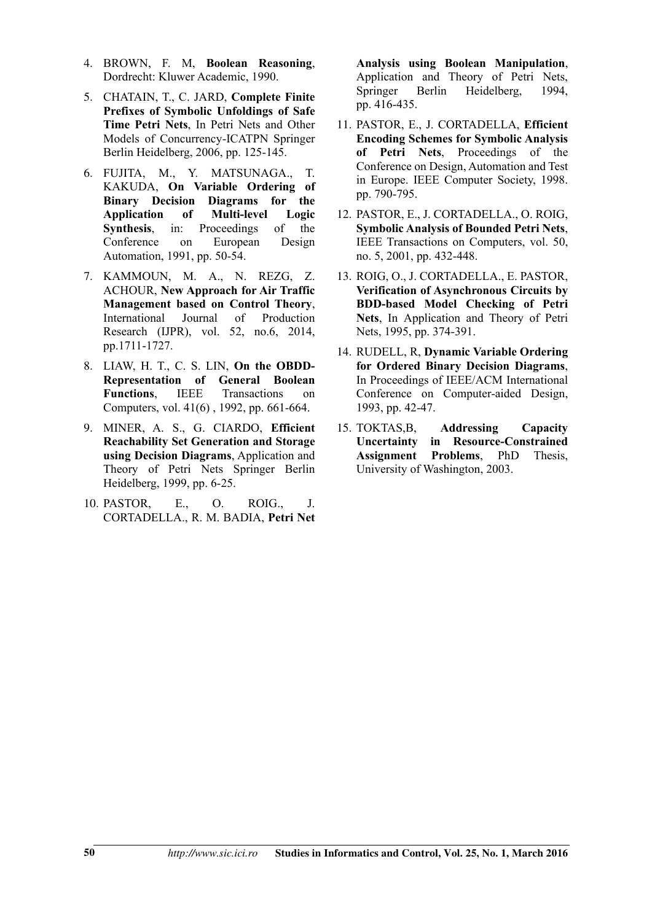4. BROWN, F. M, **Boolean Reasoning**, Dordrecht: Kluwer Academic, 1990.

5. CHATAIN, T., C. JARD, **Complete Finite Prefixes of Symbolic Unfoldings of Safe Time Petri Nets**, In Petri Nets and Other Models of Concurrency-ICATPN Springer Berlin Heidelberg, 2006, pp. 125-145.

6. FUJITA, M., Y. MATSUNAGA., T. KAKUDA, **On Variable Ordering of Binary Decision Diagrams for the Application of Multi-level Logic Synthesis**, in: Proceedings of the Conference on European Design Automation, 1991, pp. 50-54.

7. KAMMOUN, M. A., N. REZG, Z. ACHOUR, **New Approach for Air Traffic Management based on Control Theory**, International Journal of Production Research (IJPR), vol. 52, no.6, 2014, pp.1711-1727.

8. LIAW, H. T., C. S. LIN, **On the OBDD-Representation of General Boolean Functions**, IEEE Transactions on Computers, vol. 41(6) , 1992, pp. 661-664.

9. MINER, A. S., G. CIARDO, **Efficient Reachability Set Generation and Storage using Decision Diagrams**, Application and Theory of Petri Nets Springer Berlin Heidelberg, 1999, pp. 6-25.

10. PASTOR, E., O. ROIG., J. CORTADELLA., R. M. BADIA, **Petri Net Analysis using Boolean Manipulation**, Application and Theory of Petri Nets, Springer Berlin Heidelberg, 1994, pp. 416-435.

11. PASTOR, E., J. CORTADELLA, **Efficient Encoding Schemes for Symbolic Analysis of Petri Nets**, Proceedings of the Conference on Design, Automation and Test in Europe. IEEE Computer Society, 1998. pp. 790-795.

12. PASTOR, E., J. CORTADELLA., O. ROIG, **Symbolic Analysis of Bounded Petri Nets**, IEEE Transactions on Computers, vol. 50, no. 5, 2001, pp. 432-448.

13. ROIG, O., J. CORTADELLA., E. PASTOR, **Verification of Asynchronous Circuits by BDD-based Model Checking of Petri Nets**, In Application and Theory of Petri Nets, 1995, pp. 374-391.

14. RUDELL, R, **Dynamic Variable Ordering for Ordered Binary Decision Diagrams**, In Proceedings of IEEE/ACM International Conference on Computer-aided Design, 1993, pp. 42-47.

15. TOKTAS,B, **Addressing Capacity Uncertainty in Resource-Constrained Assignment Problems**, PhD Thesis, University of Washington, 2003.